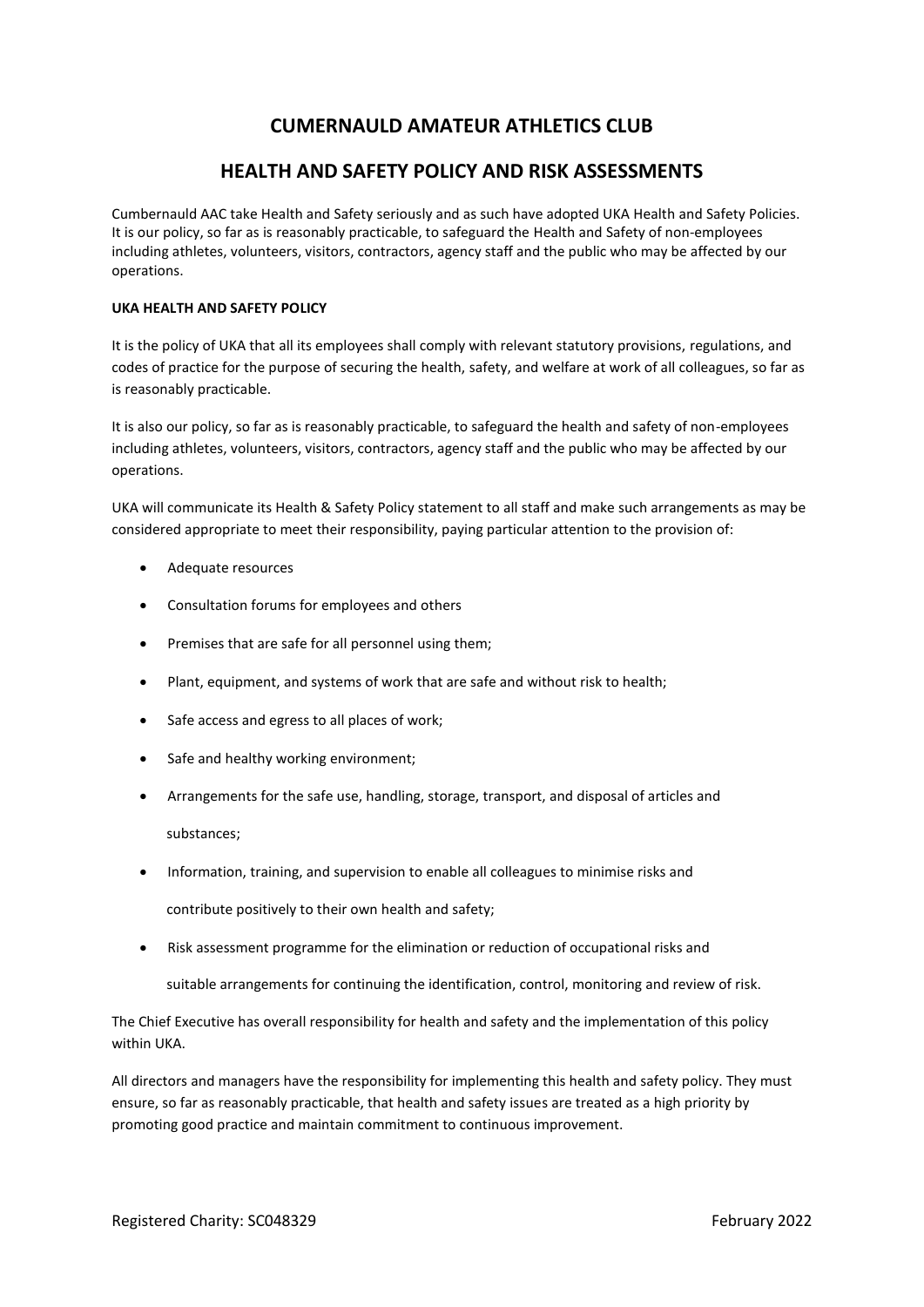# CUMERNAULD AMATEUR ATHLETICS CLUB

## HEALTH AND SAFETY POLICY AND RISK ASSESSMENTS

Cumbernauld AAC take Health and Safety seriously and as such have adopted UKA Health and Safety Policies. It is our policy, so far as is reasonably practicable, to safeguard the Health and Safety of non-employees including athletes, volunteers, visitors, contractors, agency staff and the public who may be affected by our operations.

**UKA HEALTH AND SAFETY POLICY**

It is the policy of UKA that all its employees shall comply with relevant statutory provisions, regulations, and codes of practice for the purpose of securing the health, safety, and welfare at work of all colleagues, so far as is reasonably practicable.

It is also our policy, so far as is reasonably practicable, to safeguard the health and safety of non-employees including athletes, volunteers, visitors, contractors, agency staff and the public who may be affected by our operations.

UKA will communicate its Health & Safety Policy statement to all staff and make such arrangements as may be considered appropriate to meet their responsibility, paying particular attention to the provision of:

- Adequate resources
- Consultation forums for employees and others
- Premises that are safe for all personnel using them;
- Plant, equipment, and systems of work that are safe and without risk to health;
- Safe access and egress to all places of work;
- Safe and healthy working environment;
- Arrangements for the safe use, handling, storage, transport, and disposal of articles and substances;
- Information, training, and supervision to enable all colleagues to minimise risks and contribute positively to their own health and safety;
- Risk assessment programme for the elimination or reduction of occupational risks and suitable arrangements for continuing the identification, control, monitoring and review of risk.

The Chief Executive has overall responsibility for health and safety and the implementation of this policy within UKA.

All directors and managers have the responsibility for implementing this health and safety policy. They must ensure, so far as reasonably practicable, that health and safety issues are treated as a high priority by promoting good practice and maintain commitment to continuous improvement.

Registered Charity: SC048329 February 2022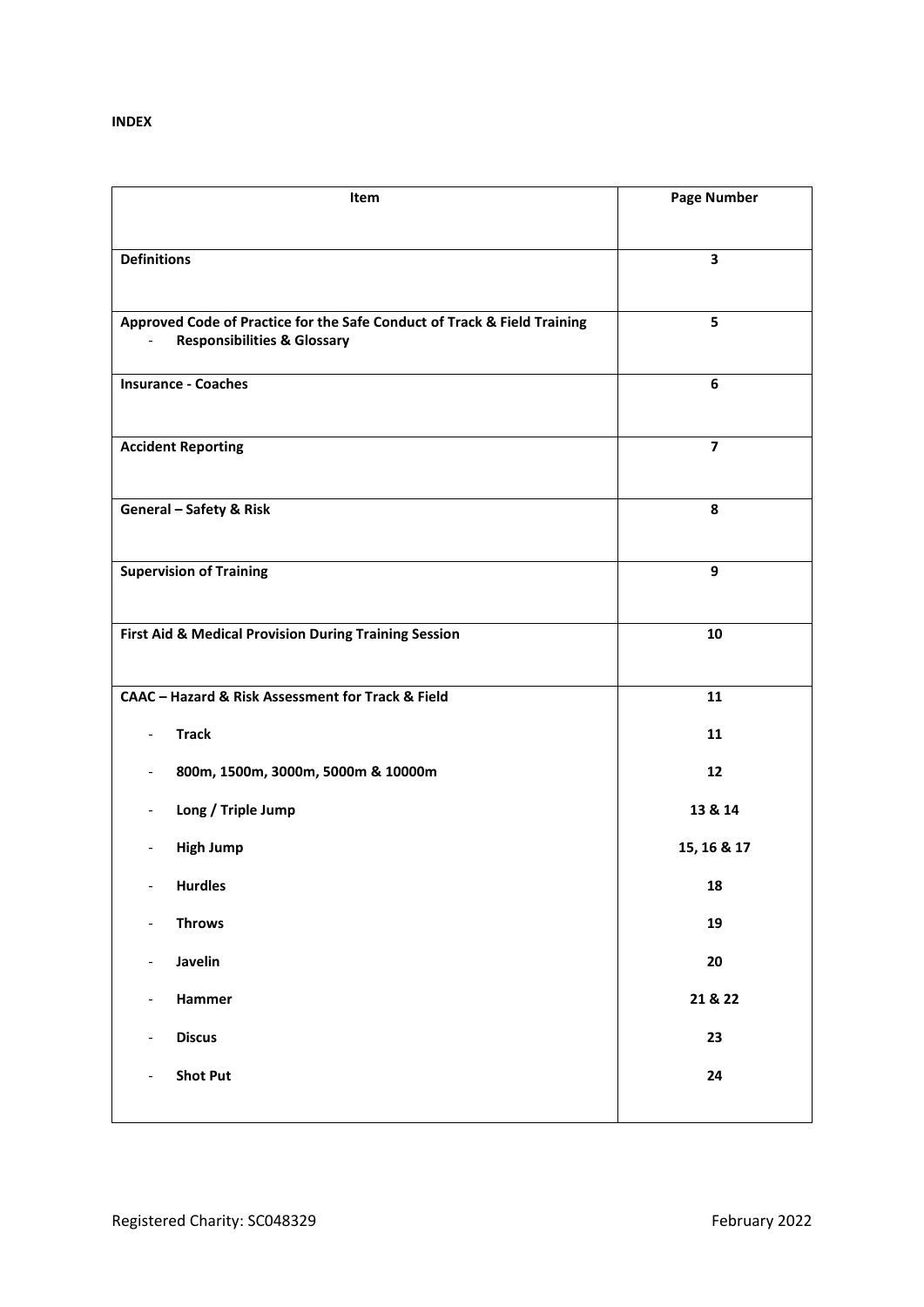**INDEX**

| Item | Page Number |
|---|---|
| **Definitions** | **3** |
| **Approved Code of Practice for the Safe Conduct of Track & Field Training**<br>- **Responsibilities & Glossary** | **5** |
| **Insurance - Coaches** | **6** |
| **Accident Reporting** | **7** |
| **General – Safety & Risk** | **8** |
| **Supervision of Training** | **9** |
| **First Aid & Medical Provision During Training Session** | **10** |
| **CAAC – Hazard & Risk Assessment for Track & Field** | **11** |
| - **Track** | **11** |
| - **800m, 1500m, 3000m, 5000m & 10000m** | **12** |
| - **Long / Triple Jump** | **13 & 14** |
| - **High Jump** | **15, 16 & 17** |
| - **Hurdles** | **18** |
| - **Throws** | **19** |
| - **Javelin** | **20** |
| - **Hammer** | **21 & 22** |
| - **Discus** | **23** |
| - **Shot Put** | **24** |

Registered Charity: SC048329

February 2022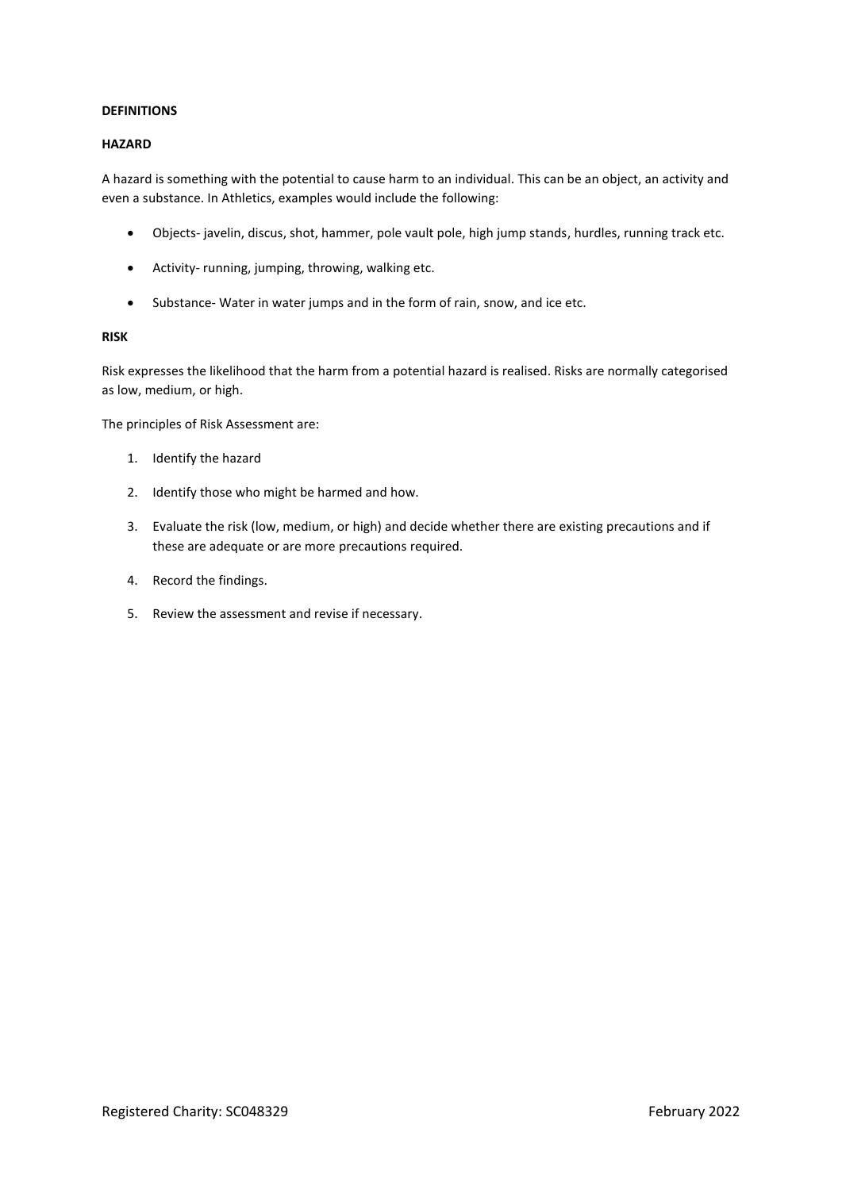## DEFINITIONS

### HAZARD

A hazard is something with the potential to cause harm to an individual. This can be an object, an activity and even a substance. In Athletics, examples would include the following:

- Objects- javelin, discus, shot, hammer, pole vault pole, high jump stands, hurdles, running track etc.
- Activity- running, jumping, throwing, walking etc.
- Substance- Water in water jumps and in the form of rain, snow, and ice etc.

### RISK

Risk expresses the likelihood that the harm from a potential hazard is realised. Risks are normally categorised as low, medium, or high.

The principles of Risk Assessment are:

1. Identify the hazard
2. Identify those who might be harmed and how.
3. Evaluate the risk (low, medium, or high) and decide whether there are existing precautions and if these are adequate or are more precautions required.
4. Record the findings.
5. Review the assessment and revise if necessary.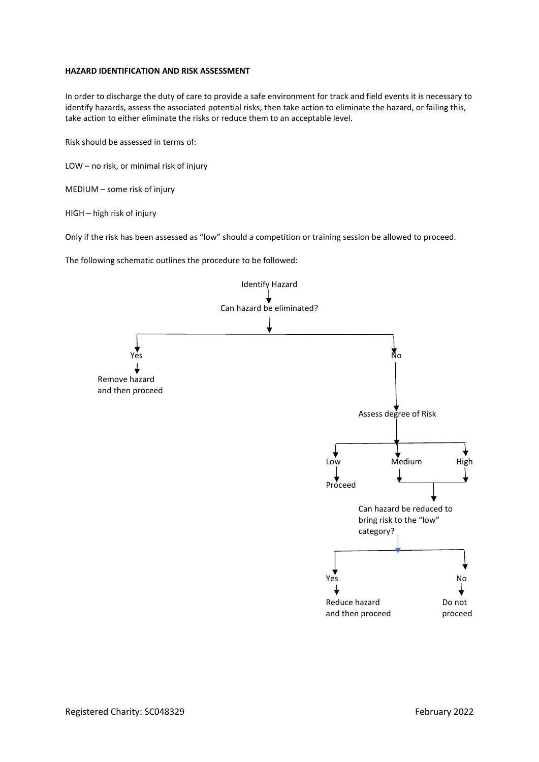**HAZARD IDENTIFICATION AND RISK ASSESSMENT**

In order to discharge the duty of care to provide a safe environment for track and field events it is necessary to identify hazards, assess the associated potential risks, then take action to eliminate the hazard, or failing this, take action to either eliminate the risks or reduce them to an acceptable level.

Risk should be assessed in terms of:

LOW – no risk, or minimal risk of injury

MEDIUM – some risk of injury

HIGH – high risk of injury

Only if the risk has been assessed as "low" should a competition or training session be allowed to proceed.

The following schematic outlines the procedure to be followed:

Identify Hazard

Can hazard be eliminated?

Yes

Remove hazard and then proceed

No

Assess degree of Risk

Low

Proceed

Medium

High

Can hazard be reduced to bring risk to the "low" category?

Yes

Reduce hazard and then proceed

No

Do not proceed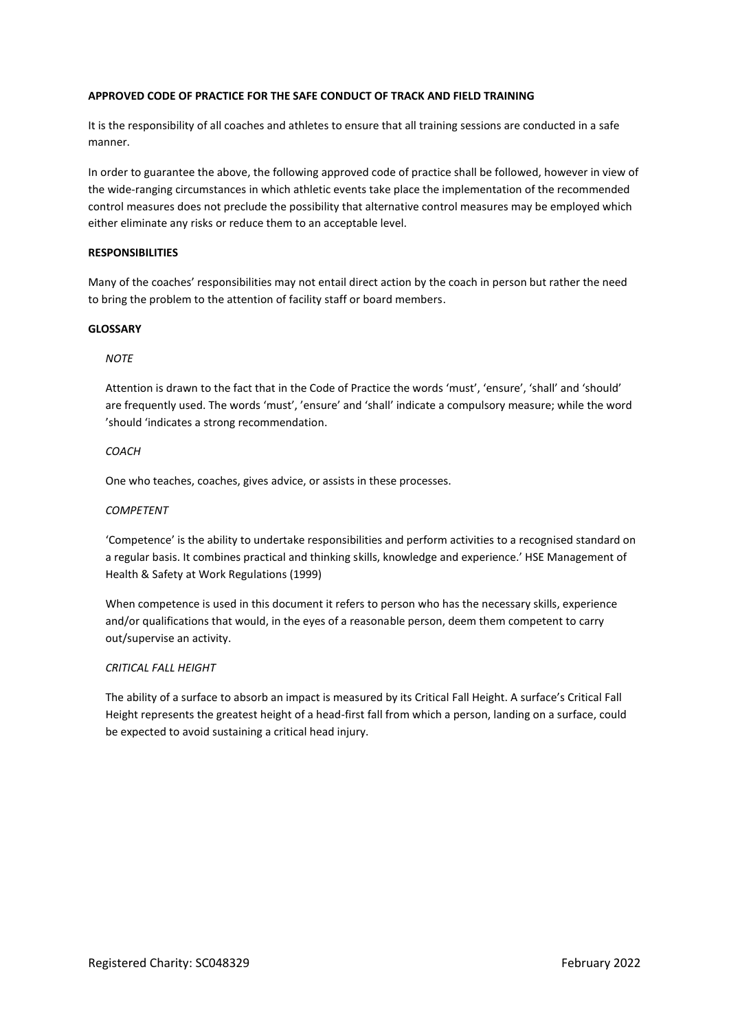**APPROVED CODE OF PRACTICE FOR THE SAFE CONDUCT OF TRACK AND FIELD TRAINING**

It is the responsibility of all coaches and athletes to ensure that all training sessions are conducted in a safe manner.

In order to guarantee the above, the following approved code of practice shall be followed, however in view of the wide-ranging circumstances in which athletic events take place the implementation of the recommended control measures does not preclude the possibility that alternative control measures may be employed which either eliminate any risks or reduce them to an acceptable level.

**RESPONSIBILITIES**

Many of the coaches' responsibilities may not entail direct action by the coach in person but rather the need to bring the problem to the attention of facility staff or board members.

**GLOSSARY**

*NOTE*

Attention is drawn to the fact that in the Code of Practice the words 'must', 'ensure', 'shall' and 'should' are frequently used. The words 'must', 'ensure' and 'shall' indicate a compulsory measure; while the word 'should 'indicates a strong recommendation.

*COACH*

One who teaches, coaches, gives advice, or assists in these processes.

*COMPETENT*

'Competence' is the ability to undertake responsibilities and perform activities to a recognised standard on a regular basis. It combines practical and thinking skills, knowledge and experience.' HSE Management of Health & Safety at Work Regulations (1999)

When competence is used in this document it refers to person who has the necessary skills, experience and/or qualifications that would, in the eyes of a reasonable person, deem them competent to carry out/supervise an activity.

*CRITICAL FALL HEIGHT*

The ability of a surface to absorb an impact is measured by its Critical Fall Height. A surface's Critical Fall Height represents the greatest height of a head-first fall from which a person, landing on a surface, could be expected to avoid sustaining a critical head injury.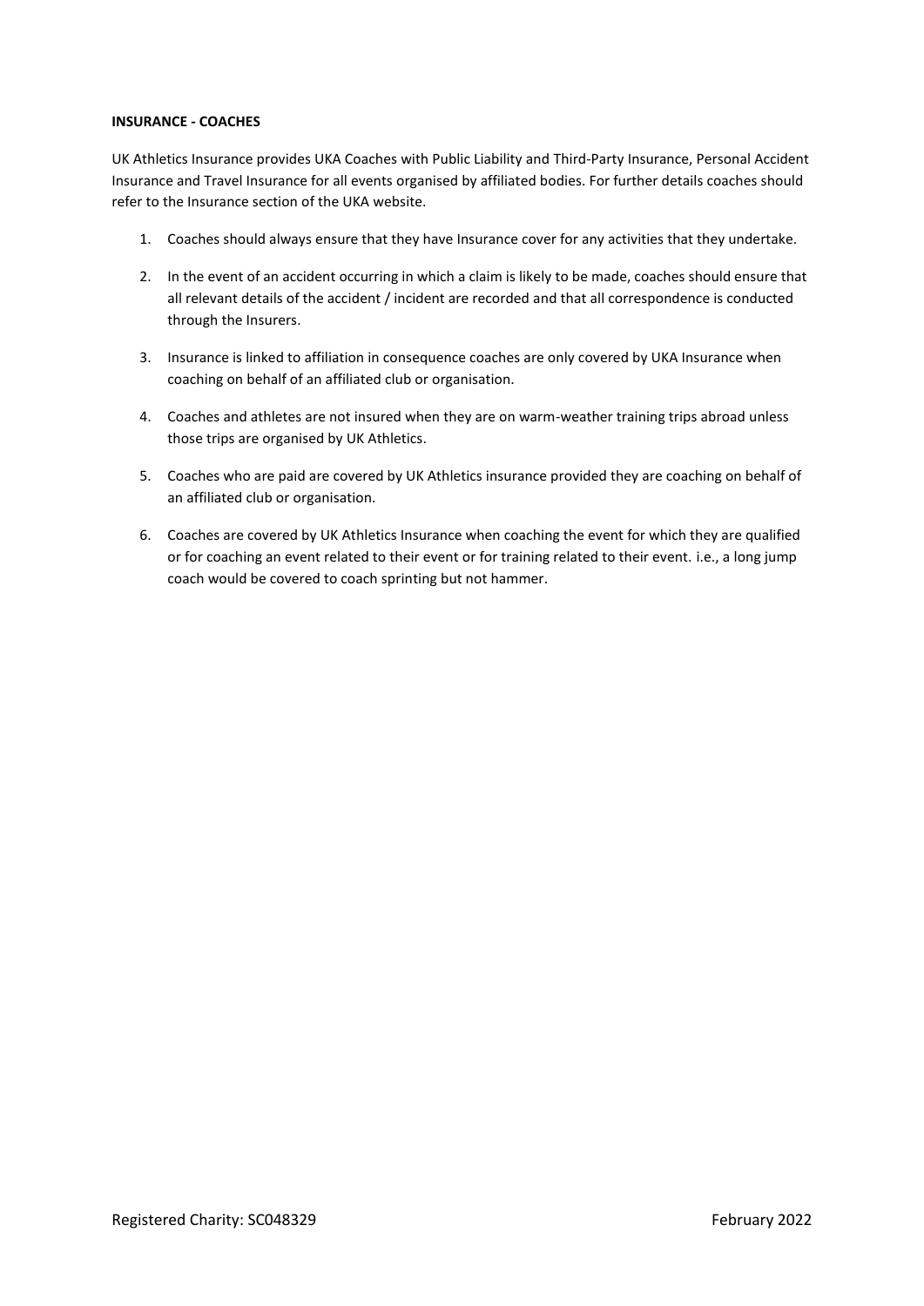**INSURANCE - COACHES**

UK Athletics Insurance provides UKA Coaches with Public Liability and Third-Party Insurance, Personal Accident Insurance and Travel Insurance for all events organised by affiliated bodies. For further details coaches should refer to the Insurance section of the UKA website.

1. Coaches should always ensure that they have Insurance cover for any activities that they undertake.
2. In the event of an accident occurring in which a claim is likely to be made, coaches should ensure that all relevant details of the accident / incident are recorded and that all correspondence is conducted through the Insurers.
3. Insurance is linked to affiliation in consequence coaches are only covered by UKA Insurance when coaching on behalf of an affiliated club or organisation.
4. Coaches and athletes are not insured when they are on warm-weather training trips abroad unless those trips are organised by UK Athletics.
5. Coaches who are paid are covered by UK Athletics insurance provided they are coaching on behalf of an affiliated club or organisation.
6. Coaches are covered by UK Athletics Insurance when coaching the event for which they are qualified or for coaching an event related to their event or for training related to their event. i.e., a long jump coach would be covered to coach sprinting but not hammer.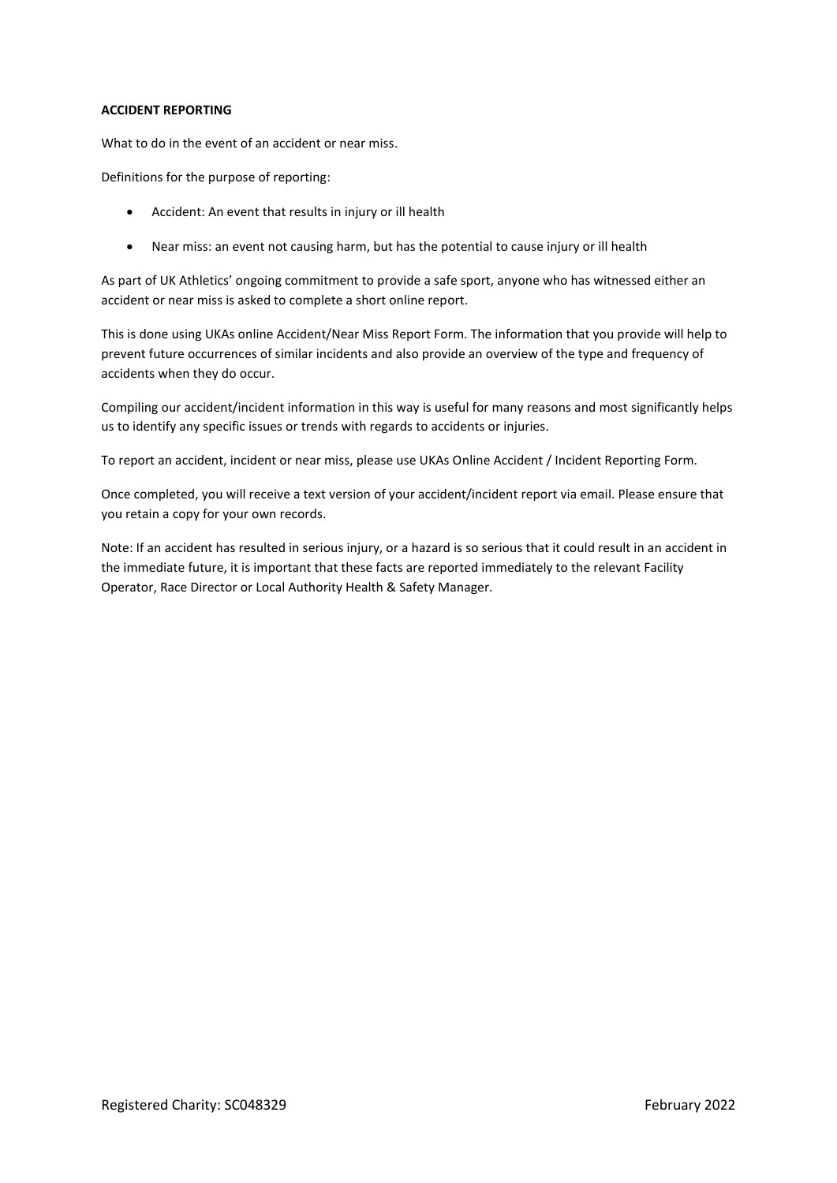**ACCIDENT REPORTING**

What to do in the event of an accident or near miss.

Definitions for the purpose of reporting:

- Accident: An event that results in injury or ill health
- Near miss: an event not causing harm, but has the potential to cause injury or ill health

As part of UK Athletics' ongoing commitment to provide a safe sport, anyone who has witnessed either an accident or near miss is asked to complete a short online report.

This is done using UKAs online Accident/Near Miss Report Form. The information that you provide will help to prevent future occurrences of similar incidents and also provide an overview of the type and frequency of accidents when they do occur.

Compiling our accident/incident information in this way is useful for many reasons and most significantly helps us to identify any specific issues or trends with regards to accidents or injuries.

To report an accident, incident or near miss, please use UKAs Online Accident / Incident Reporting Form.

Once completed, you will receive a text version of your accident/incident report via email. Please ensure that you retain a copy for your own records.

Note: If an accident has resulted in serious injury, or a hazard is so serious that it could result in an accident in the immediate future, it is important that these facts are reported immediately to the relevant Facility Operator, Race Director or Local Authority Health & Safety Manager.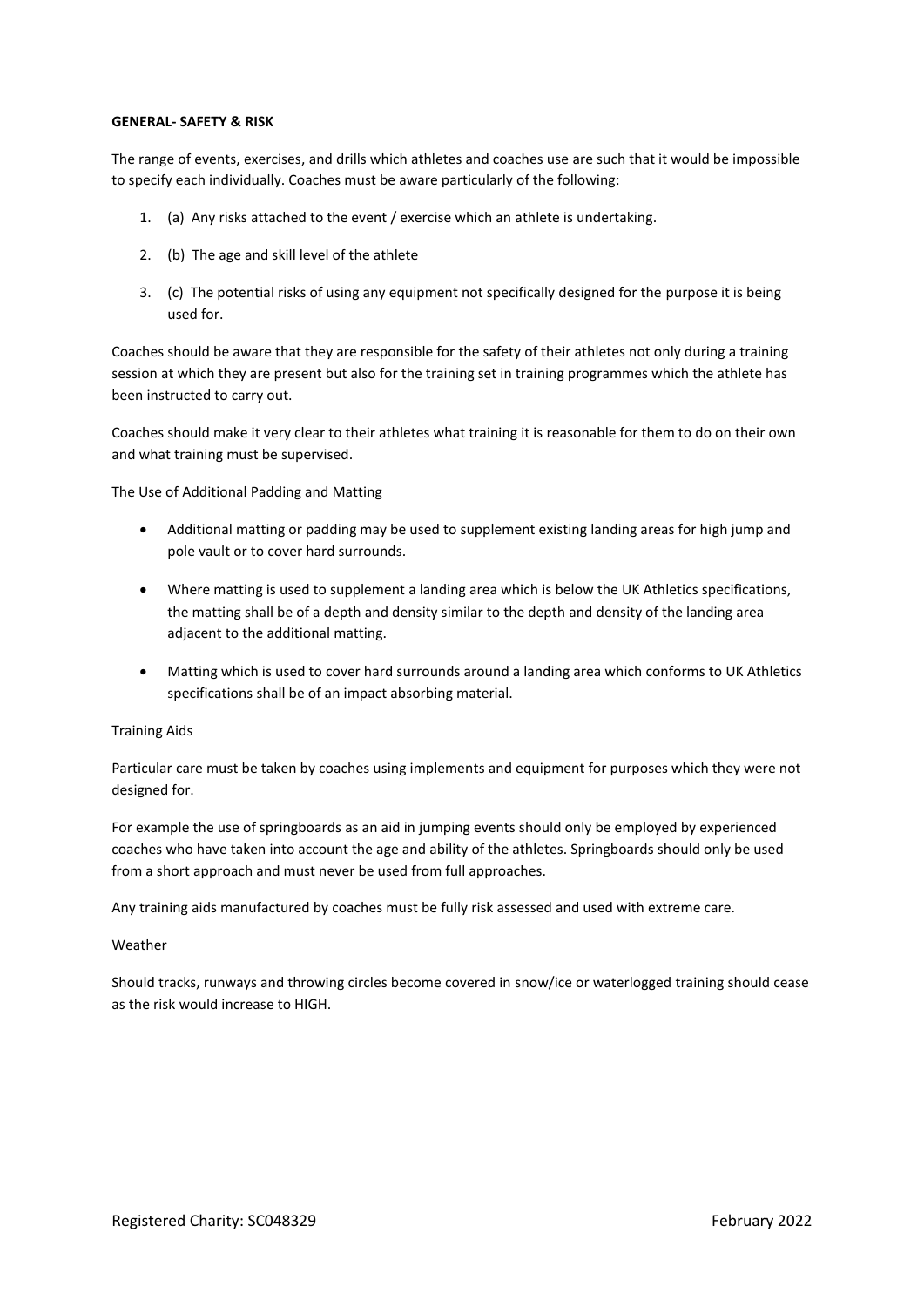**GENERAL- SAFETY & RISK**

The range of events, exercises, and drills which athletes and coaches use are such that it would be impossible to specify each individually. Coaches must be aware particularly of the following:

1. (a) Any risks attached to the event / exercise which an athlete is undertaking.
2. (b) The age and skill level of the athlete
3. (c) The potential risks of using any equipment not specifically designed for the purpose it is being used for.

Coaches should be aware that they are responsible for the safety of their athletes not only during a training session at which they are present but also for the training set in training programmes which the athlete has been instructed to carry out.

Coaches should make it very clear to their athletes what training it is reasonable for them to do on their own and what training must be supervised.

The Use of Additional Padding and Matting

- Additional matting or padding may be used to supplement existing landing areas for high jump and pole vault or to cover hard surrounds.
- Where matting is used to supplement a landing area which is below the UK Athletics specifications, the matting shall be of a depth and density similar to the depth and density of the landing area adjacent to the additional matting.
- Matting which is used to cover hard surrounds around a landing area which conforms to UK Athletics specifications shall be of an impact absorbing material.

Training Aids

Particular care must be taken by coaches using implements and equipment for purposes which they were not designed for.

For example the use of springboards as an aid in jumping events should only be employed by experienced coaches who have taken into account the age and ability of the athletes. Springboards should only be used from a short approach and must never be used from full approaches.

Any training aids manufactured by coaches must be fully risk assessed and used with extreme care.

Weather

Should tracks, runways and throwing circles become covered in snow/ice or waterlogged training should cease as the risk would increase to HIGH.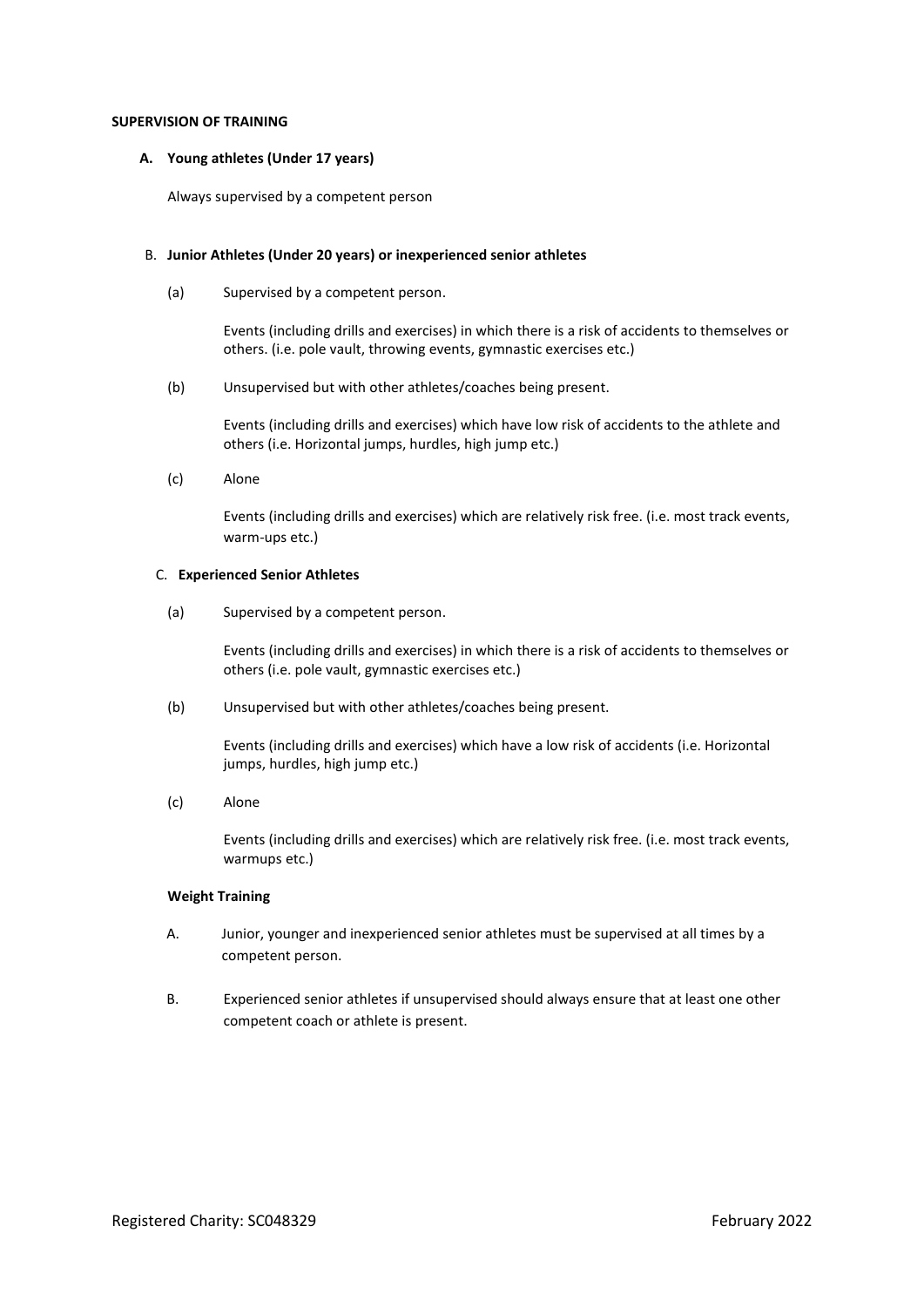## SUPERVISION OF TRAINING

### A. Young athletes (Under 17 years)

Always supervised by a competent person

### B. Junior Athletes (Under 20 years) or inexperienced senior athletes

(a) Supervised by a competent person.

Events (including drills and exercises) in which there is a risk of accidents to themselves or others. (i.e. pole vault, throwing events, gymnastic exercises etc.)

(b) Unsupervised but with other athletes/coaches being present.

Events (including drills and exercises) which have low risk of accidents to the athlete and others (i.e. Horizontal jumps, hurdles, high jump etc.)

(c) Alone

Events (including drills and exercises) which are relatively risk free. (i.e. most track events, warm-ups etc.)

### C. Experienced Senior Athletes

(a) Supervised by a competent person.

Events (including drills and exercises) in which there is a risk of accidents to themselves or others (i.e. pole vault, gymnastic exercises etc.)

(b) Unsupervised but with other athletes/coaches being present.

Events (including drills and exercises) which have a low risk of accidents (i.e. Horizontal jumps, hurdles, high jump etc.)

(c) Alone

Events (including drills and exercises) which are relatively risk free. (i.e. most track events, warmups etc.)

### Weight Training

A. Junior, younger and inexperienced senior athletes must be supervised at all times by a competent person.

B. Experienced senior athletes if unsupervised should always ensure that at least one other competent coach or athlete is present.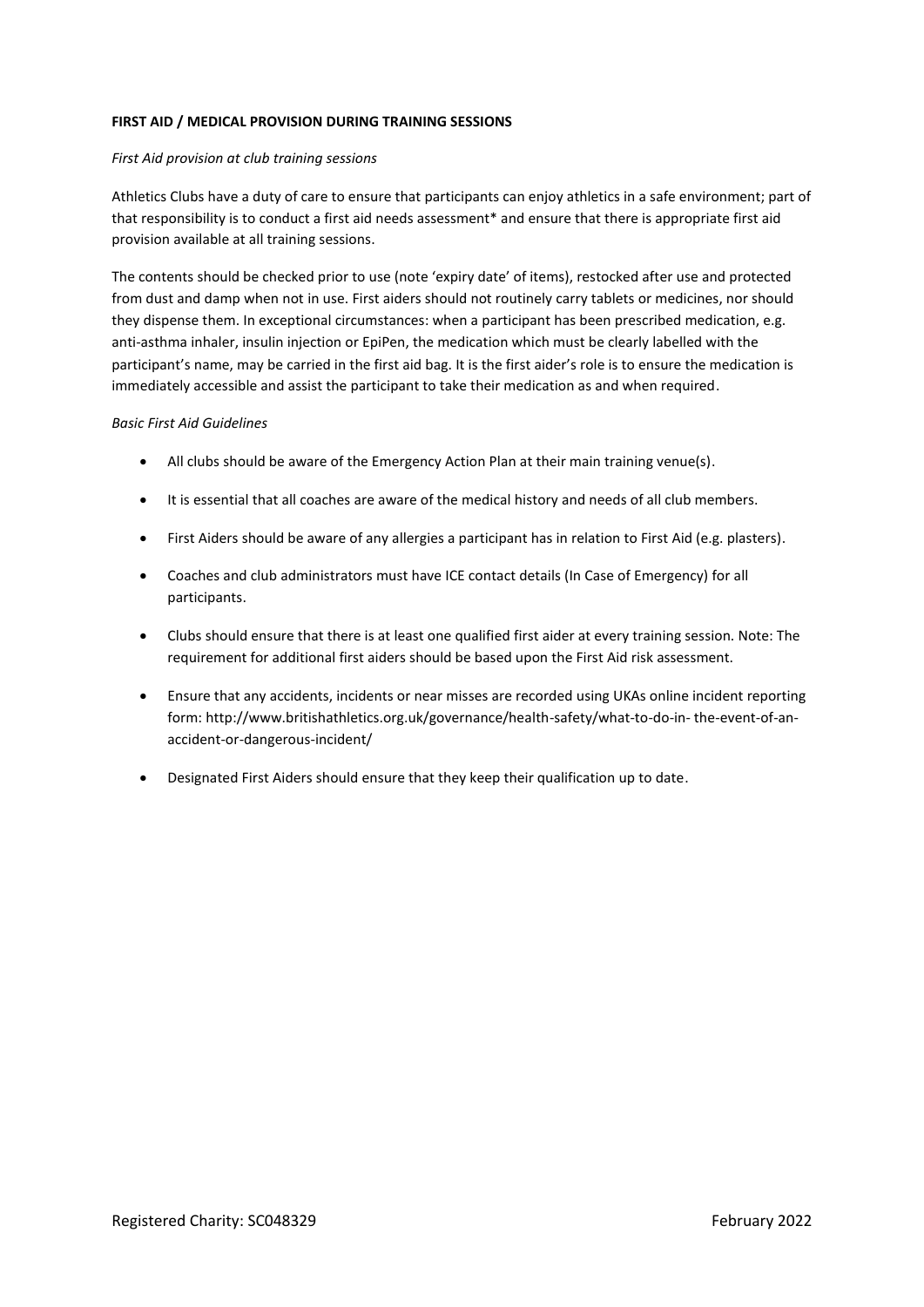**FIRST AID / MEDICAL PROVISION DURING TRAINING SESSIONS**

*First Aid provision at club training sessions*

Athletics Clubs have a duty of care to ensure that participants can enjoy athletics in a safe environment; part of that responsibility is to conduct a first aid needs assessment* and ensure that there is appropriate first aid provision available at all training sessions.

The contents should be checked prior to use (note 'expiry date' of items), restocked after use and protected from dust and damp when not in use. First aiders should not routinely carry tablets or medicines, nor should they dispense them. In exceptional circumstances: when a participant has been prescribed medication, e.g. anti-asthma inhaler, insulin injection or EpiPen, the medication which must be clearly labelled with the participant's name, may be carried in the first aid bag. It is the first aider's role is to ensure the medication is immediately accessible and assist the participant to take their medication as and when required.

*Basic First Aid Guidelines*

- All clubs should be aware of the Emergency Action Plan at their main training venue(s).
- It is essential that all coaches are aware of the medical history and needs of all club members.
- First Aiders should be aware of any allergies a participant has in relation to First Aid (e.g. plasters).
- Coaches and club administrators must have ICE contact details (In Case of Emergency) for all participants.
- Clubs should ensure that there is at least one qualified first aider at every training session. Note: The requirement for additional first aiders should be based upon the First Aid risk assessment.
- Ensure that any accidents, incidents or near misses are recorded using UKAs online incident reporting form: http://www.britishathletics.org.uk/governance/health-safety/what-to-do-in- the-event-of-an-accident-or-dangerous-incident/
- Designated First Aiders should ensure that they keep their qualification up to date.

Registered Charity: SC048329 February 2022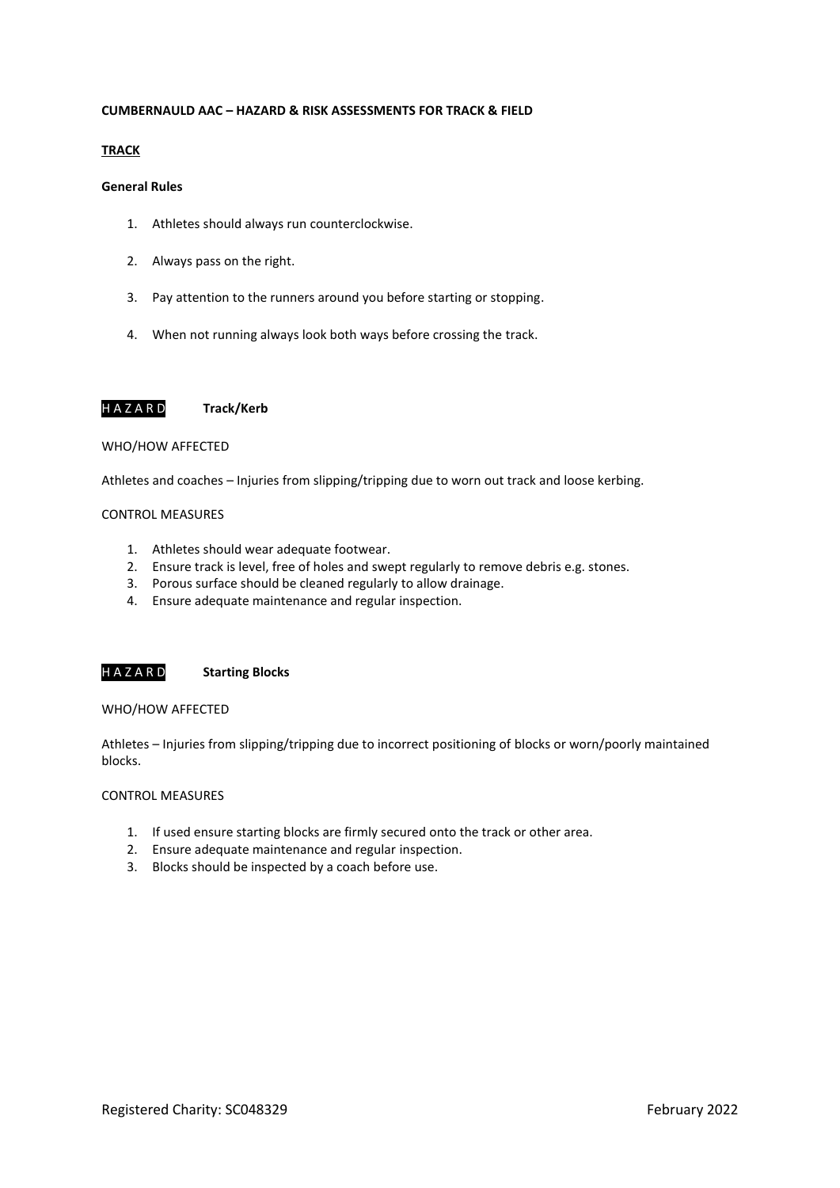**CUMBERNAULD AAC – HAZARD & RISK ASSESSMENTS FOR TRACK & FIELD**

**TRACK**

**General Rules**

1. Athletes should always run counterclockwise.

2. Always pass on the right.

3. Pay attention to the runners around you before starting or stopping.

4. When not running always look both ways before crossing the track.

HAZARD **Track/Kerb**

WHO/HOW AFFECTED

Athletes and coaches – Injuries from slipping/tripping due to worn out track and loose kerbing.

CONTROL MEASURES

1. Athletes should wear adequate footwear.
2. Ensure track is level, free of holes and swept regularly to remove debris e.g. stones.
3. Porous surface should be cleaned regularly to allow drainage.
4. Ensure adequate maintenance and regular inspection.

HAZARD **Starting Blocks**

WHO/HOW AFFECTED

Athletes – Injuries from slipping/tripping due to incorrect positioning of blocks or worn/poorly maintained blocks.

CONTROL MEASURES

1. If used ensure starting blocks are firmly secured onto the track or other area.
2. Ensure adequate maintenance and regular inspection.
3. Blocks should be inspected by a coach before use.

Registered Charity: SC048329 February 2022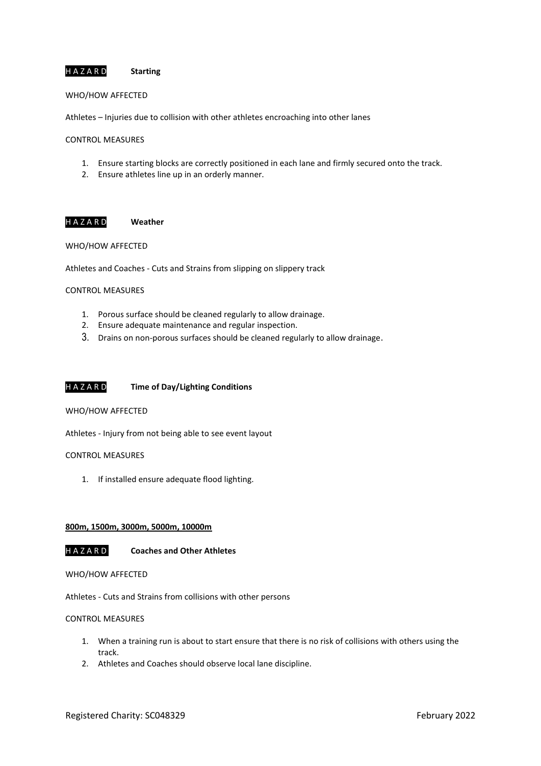**H A Z A R D** **Starting**

WHO/HOW AFFECTED

Athletes – Injuries due to collision with other athletes encroaching into other lanes

CONTROL MEASURES

1. Ensure starting blocks are correctly positioned in each lane and firmly secured onto the track.
2. Ensure athletes line up in an orderly manner.

**H A Z A R D** **Weather**

WHO/HOW AFFECTED

Athletes and Coaches - Cuts and Strains from slipping on slippery track

CONTROL MEASURES

1. Porous surface should be cleaned regularly to allow drainage.
2. Ensure adequate maintenance and regular inspection.
3. Drains on non-porous surfaces should be cleaned regularly to allow drainage.

**H A Z A R D** **Time of Day/Lighting Conditions**

WHO/HOW AFFECTED

Athletes - Injury from not being able to see event layout

CONTROL MEASURES

1. If installed ensure adequate flood lighting.

**800m, 1500m, 3000m, 5000m, 10000m**

**H A Z A R D** **Coaches and Other Athletes**

WHO/HOW AFFECTED

Athletes - Cuts and Strains from collisions with other persons

CONTROL MEASURES

1. When a training run is about to start ensure that there is no risk of collisions with others using the track.
2. Athletes and Coaches should observe local lane discipline.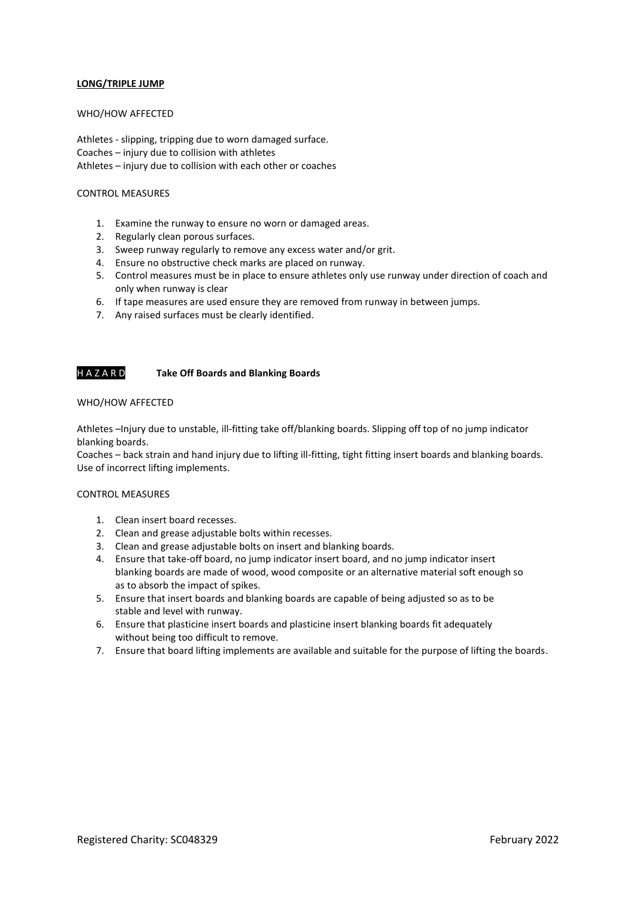**LONG/TRIPLE JUMP**

WHO/HOW AFFECTED

Athletes - slipping, tripping due to worn damaged surface.
Coaches – injury due to collision with athletes
Athletes – injury due to collision with each other or coaches

CONTROL MEASURES

1. Examine the runway to ensure no worn or damaged areas.
2. Regularly clean porous surfaces.
3. Sweep runway regularly to remove any excess water and/or grit.
4. Ensure no obstructive check marks are placed on runway.
5. Control measures must be in place to ensure athletes only use runway under direction of coach and only when runway is clear
6. If tape measures are used ensure they are removed from runway in between jumps.
7. Any raised surfaces must be clearly identified.

HAZARD **Take Off Boards and Blanking Boards**

WHO/HOW AFFECTED

Athletes –Injury due to unstable, ill-fitting take off/blanking boards. Slipping off top of no jump indicator blanking boards.
Coaches – back strain and hand injury due to lifting ill-fitting, tight fitting insert boards and blanking boards. Use of incorrect lifting implements.

CONTROL MEASURES

1. Clean insert board recesses.
2. Clean and grease adjustable bolts within recesses.
3. Clean and grease adjustable bolts on insert and blanking boards.
4. Ensure that take-off board, no jump indicator insert board, and no jump indicator insert blanking boards are made of wood, wood composite or an alternative material soft enough so as to absorb the impact of spikes.
5. Ensure that insert boards and blanking boards are capable of being adjusted so as to be stable and level with runway.
6. Ensure that plasticine insert boards and plasticine insert blanking boards fit adequately without being too difficult to remove.
7. Ensure that board lifting implements are available and suitable for the purpose of lifting the boards.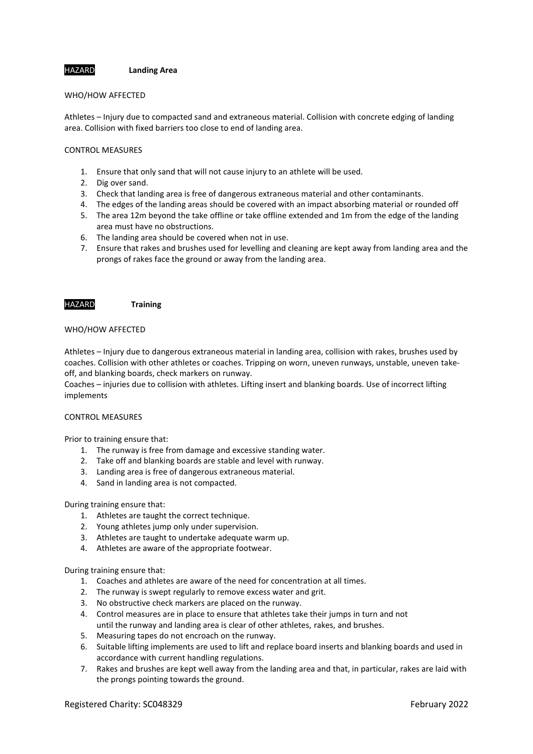HAZARD **Landing Area**

WHO/HOW AFFECTED

Athletes – Injury due to compacted sand and extraneous material. Collision with concrete edging of landing area. Collision with fixed barriers too close to end of landing area.

CONTROL MEASURES

1. Ensure that only sand that will not cause injury to an athlete will be used.
2. Dig over sand.
3. Check that landing area is free of dangerous extraneous material and other contaminants.
4. The edges of the landing areas should be covered with an impact absorbing material or rounded off
5. The area 12m beyond the take offline or take offline extended and 1m from the edge of the landing area must have no obstructions.
6. The landing area should be covered when not in use.
7. Ensure that rakes and brushes used for levelling and cleaning are kept away from landing area and the prongs of rakes face the ground or away from the landing area.

HAZARD **Training**

WHO/HOW AFFECTED

Athletes – Injury due to dangerous extraneous material in landing area, collision with rakes, brushes used by coaches. Collision with other athletes or coaches. Tripping on worn, uneven runways, unstable, uneven take-off, and blanking boards, check markers on runway.
Coaches – injuries due to collision with athletes. Lifting insert and blanking boards. Use of incorrect lifting implements

CONTROL MEASURES

Prior to training ensure that:

1. The runway is free from damage and excessive standing water.
2. Take off and blanking boards are stable and level with runway.
3. Landing area is free of dangerous extraneous material.
4. Sand in landing area is not compacted.

During training ensure that:

1. Athletes are taught the correct technique.
2. Young athletes jump only under supervision.
3. Athletes are taught to undertake adequate warm up.
4. Athletes are aware of the appropriate footwear.

During training ensure that:

1. Coaches and athletes are aware of the need for concentration at all times.
2. The runway is swept regularly to remove excess water and grit.
3. No obstructive check markers are placed on the runway.
4. Control measures are in place to ensure that athletes take their jumps in turn and not until the runway and landing area is clear of other athletes, rakes, and brushes.
5. Measuring tapes do not encroach on the runway.
6. Suitable lifting implements are used to lift and replace board inserts and blanking boards and used in accordance with current handling regulations.
7. Rakes and brushes are kept well away from the landing area and that, in particular, rakes are laid with the prongs pointing towards the ground.

Registered Charity: SC048329 February 2022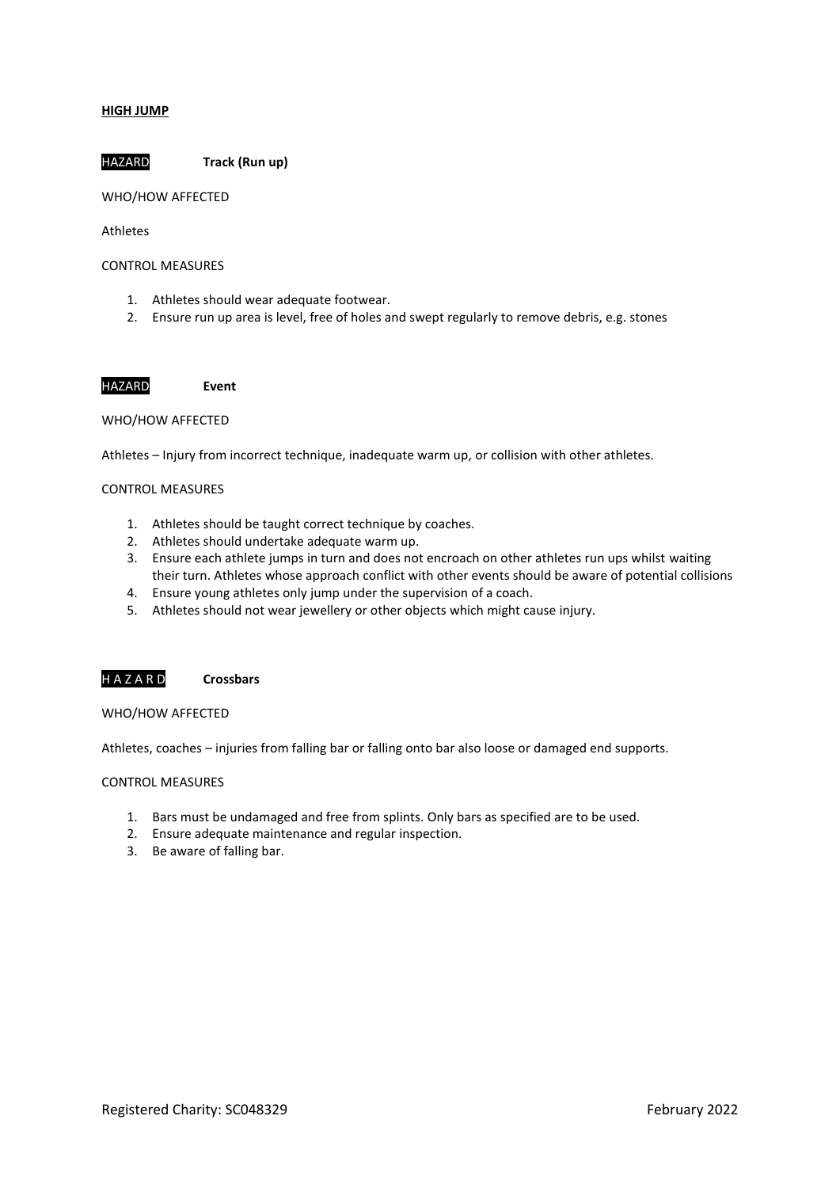**HIGH JUMP**

HAZARD **Track (Run up)**

WHO/HOW AFFECTED

Athletes

CONTROL MEASURES

1. Athletes should wear adequate footwear.
2. Ensure run up area is level, free of holes and swept regularly to remove debris, e.g. stones

HAZARD **Event**

WHO/HOW AFFECTED

Athletes – Injury from incorrect technique, inadequate warm up, or collision with other athletes.

CONTROL MEASURES

1. Athletes should be taught correct technique by coaches.
2. Athletes should undertake adequate warm up.
3. Ensure each athlete jumps in turn and does not encroach on other athletes run ups whilst waiting their turn. Athletes whose approach conflict with other events should be aware of potential collisions
4. Ensure young athletes only jump under the supervision of a coach.
5. Athletes should not wear jewellery or other objects which might cause injury.

HAZARD **Crossbars**

WHO/HOW AFFECTED

Athletes, coaches – injuries from falling bar or falling onto bar also loose or damaged end supports.

CONTROL MEASURES

1. Bars must be undamaged and free from splints. Only bars as specified are to be used.
2. Ensure adequate maintenance and regular inspection.
3. Be aware of falling bar.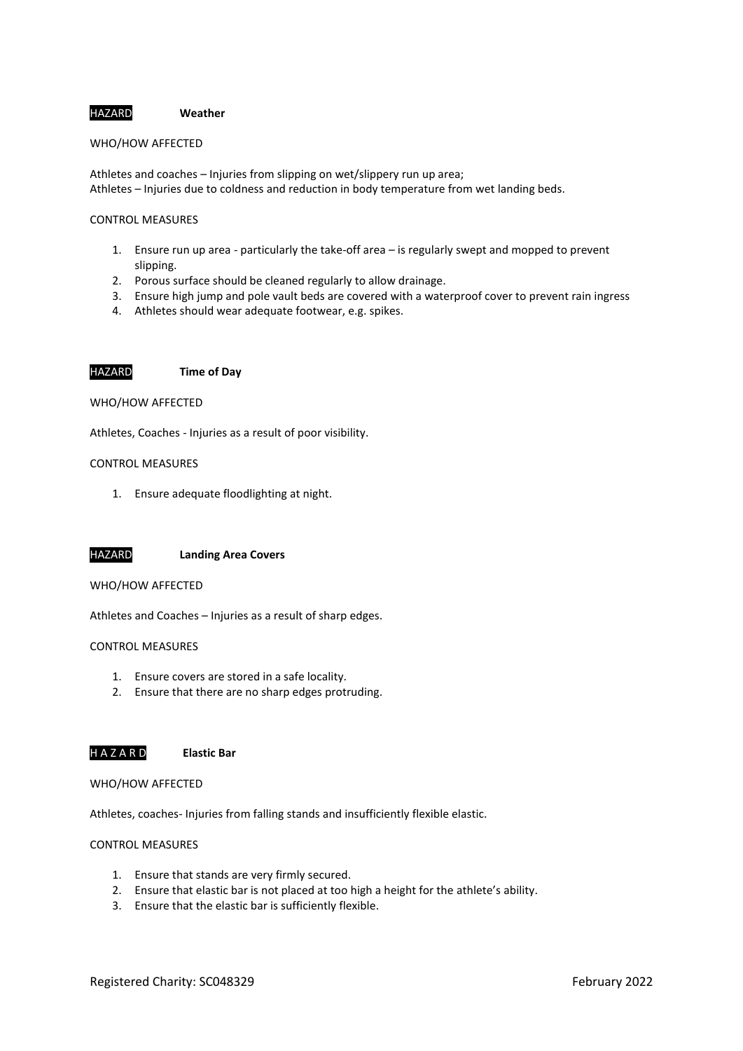**HAZARD** **Weather**

WHO/HOW AFFECTED

Athletes and coaches – Injuries from slipping on wet/slippery run up area;
Athletes – Injuries due to coldness and reduction in body temperature from wet landing beds.

CONTROL MEASURES

1. Ensure run up area - particularly the take-off area – is regularly swept and mopped to prevent slipping.
2. Porous surface should be cleaned regularly to allow drainage.
3. Ensure high jump and pole vault beds are covered with a waterproof cover to prevent rain ingress
4. Athletes should wear adequate footwear, e.g. spikes.

**HAZARD** **Time of Day**

WHO/HOW AFFECTED

Athletes, Coaches - Injuries as a result of poor visibility.

CONTROL MEASURES

1. Ensure adequate floodlighting at night.

**HAZARD** **Landing Area Covers**

WHO/HOW AFFECTED

Athletes and Coaches – Injuries as a result of sharp edges.

CONTROL MEASURES

1. Ensure covers are stored in a safe locality.
2. Ensure that there are no sharp edges protruding.

**H A Z A R D** **Elastic Bar**

WHO/HOW AFFECTED

Athletes, coaches- Injuries from falling stands and insufficiently flexible elastic.

CONTROL MEASURES

1. Ensure that stands are very firmly secured.
2. Ensure that elastic bar is not placed at too high a height for the athlete's ability.
3. Ensure that the elastic bar is sufficiently flexible.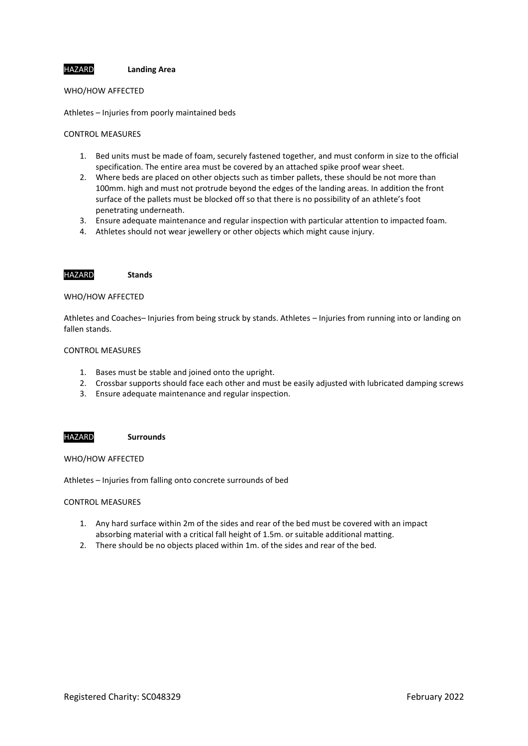HAZARD **Landing Area**

WHO/HOW AFFECTED

Athletes – Injuries from poorly maintained beds

CONTROL MEASURES

1. Bed units must be made of foam, securely fastened together, and must conform in size to the official specification. The entire area must be covered by an attached spike proof wear sheet.
2. Where beds are placed on other objects such as timber pallets, these should be not more than 100mm. high and must not protrude beyond the edges of the landing areas. In addition the front surface of the pallets must be blocked off so that there is no possibility of an athlete's foot penetrating underneath.
3. Ensure adequate maintenance and regular inspection with particular attention to impacted foam.
4. Athletes should not wear jewellery or other objects which might cause injury.

HAZARD **Stands**

WHO/HOW AFFECTED

Athletes and Coaches– Injuries from being struck by stands. Athletes – Injuries from running into or landing on fallen stands.

CONTROL MEASURES

1. Bases must be stable and joined onto the upright.
2. Crossbar supports should face each other and must be easily adjusted with lubricated damping screws
3. Ensure adequate maintenance and regular inspection.

HAZARD **Surrounds**

WHO/HOW AFFECTED

Athletes – Injuries from falling onto concrete surrounds of bed

CONTROL MEASURES

1. Any hard surface within 2m of the sides and rear of the bed must be covered with an impact absorbing material with a critical fall height of 1.5m. or suitable additional matting.
2. There should be no objects placed within 1m. of the sides and rear of the bed.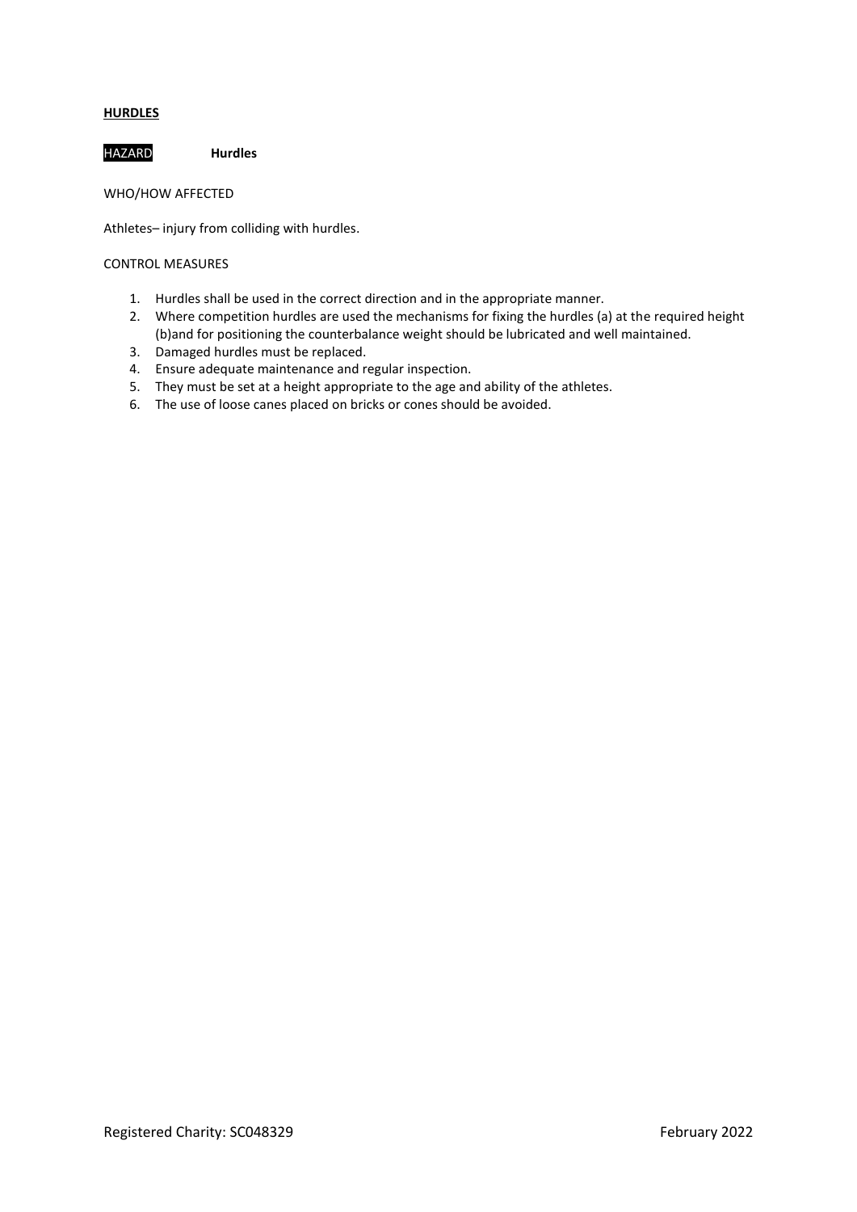**HURDLES**

HAZARD **Hurdles**

WHO/HOW AFFECTED

Athletes– injury from colliding with hurdles.

CONTROL MEASURES

1. Hurdles shall be used in the correct direction and in the appropriate manner.
2. Where competition hurdles are used the mechanisms for fixing the hurdles (a) at the required height (b)and for positioning the counterbalance weight should be lubricated and well maintained.
3. Damaged hurdles must be replaced.
4. Ensure adequate maintenance and regular inspection.
5. They must be set at a height appropriate to the age and ability of the athletes.
6. The use of loose canes placed on bricks or cones should be avoided.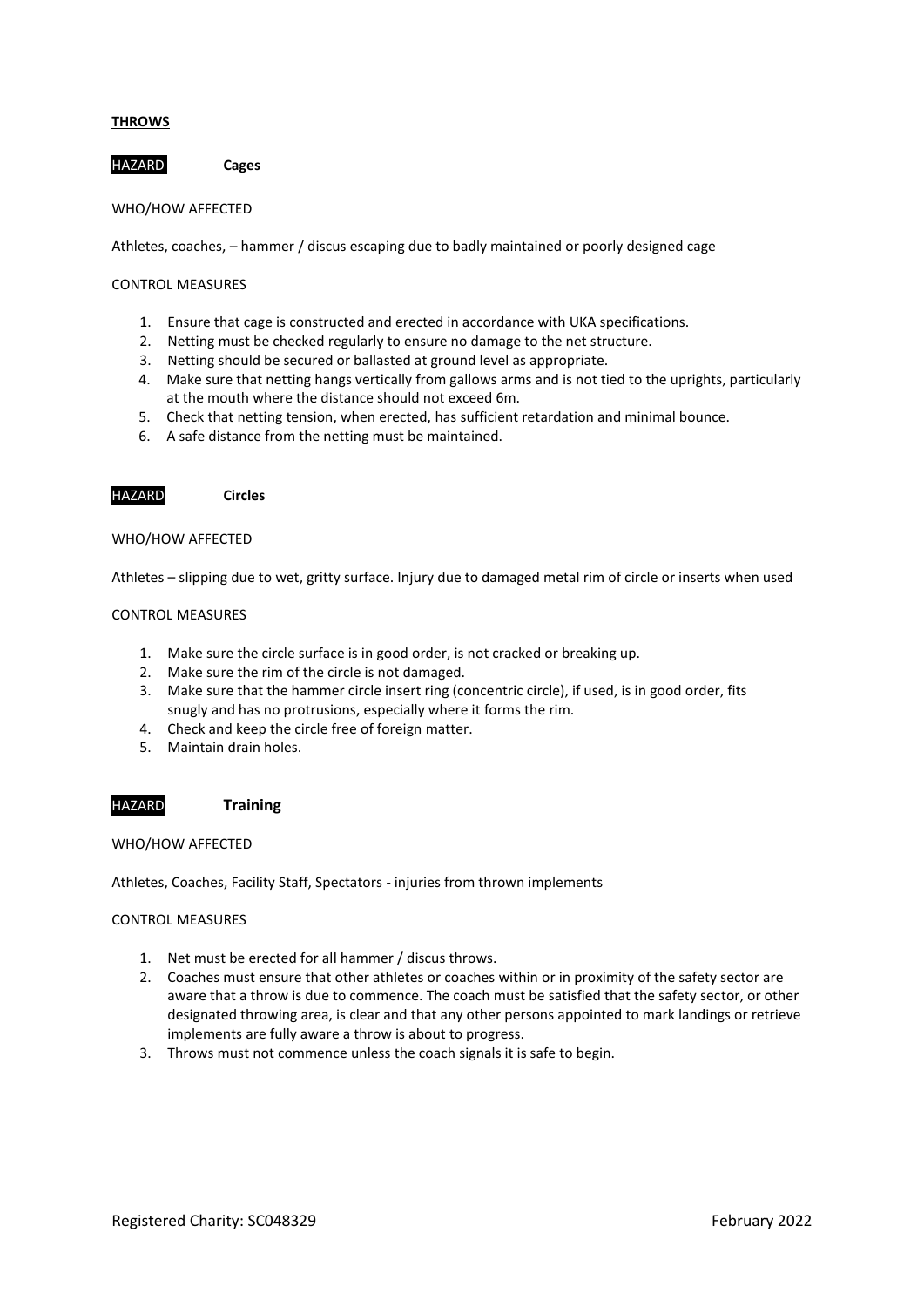## THROWS

### HAZARD **Cages**

WHO/HOW AFFECTED

Athletes, coaches, – hammer / discus escaping due to badly maintained or poorly designed cage

CONTROL MEASURES

1. Ensure that cage is constructed and erected in accordance with UKA specifications.
2. Netting must be checked regularly to ensure no damage to the net structure.
3. Netting should be secured or ballasted at ground level as appropriate.
4. Make sure that netting hangs vertically from gallows arms and is not tied to the uprights, particularly at the mouth where the distance should not exceed 6m.
5. Check that netting tension, when erected, has sufficient retardation and minimal bounce.
6. A safe distance from the netting must be maintained.

### HAZARD **Circles**

WHO/HOW AFFECTED

Athletes – slipping due to wet, gritty surface. Injury due to damaged metal rim of circle or inserts when used

CONTROL MEASURES

1. Make sure the circle surface is in good order, is not cracked or breaking up.
2. Make sure the rim of the circle is not damaged.
3. Make sure that the hammer circle insert ring (concentric circle), if used, is in good order, fits snugly and has no protrusions, especially where it forms the rim.
4. Check and keep the circle free of foreign matter.
5. Maintain drain holes.

### HAZARD **Training**

WHO/HOW AFFECTED

Athletes, Coaches, Facility Staff, Spectators - injuries from thrown implements

CONTROL MEASURES

1. Net must be erected for all hammer / discus throws.
2. Coaches must ensure that other athletes or coaches within or in proximity of the safety sector are aware that a throw is due to commence. The coach must be satisfied that the safety sector, or other designated throwing area, is clear and that any other persons appointed to mark landings or retrieve implements are fully aware a throw is about to progress.
3. Throws must not commence unless the coach signals it is safe to begin.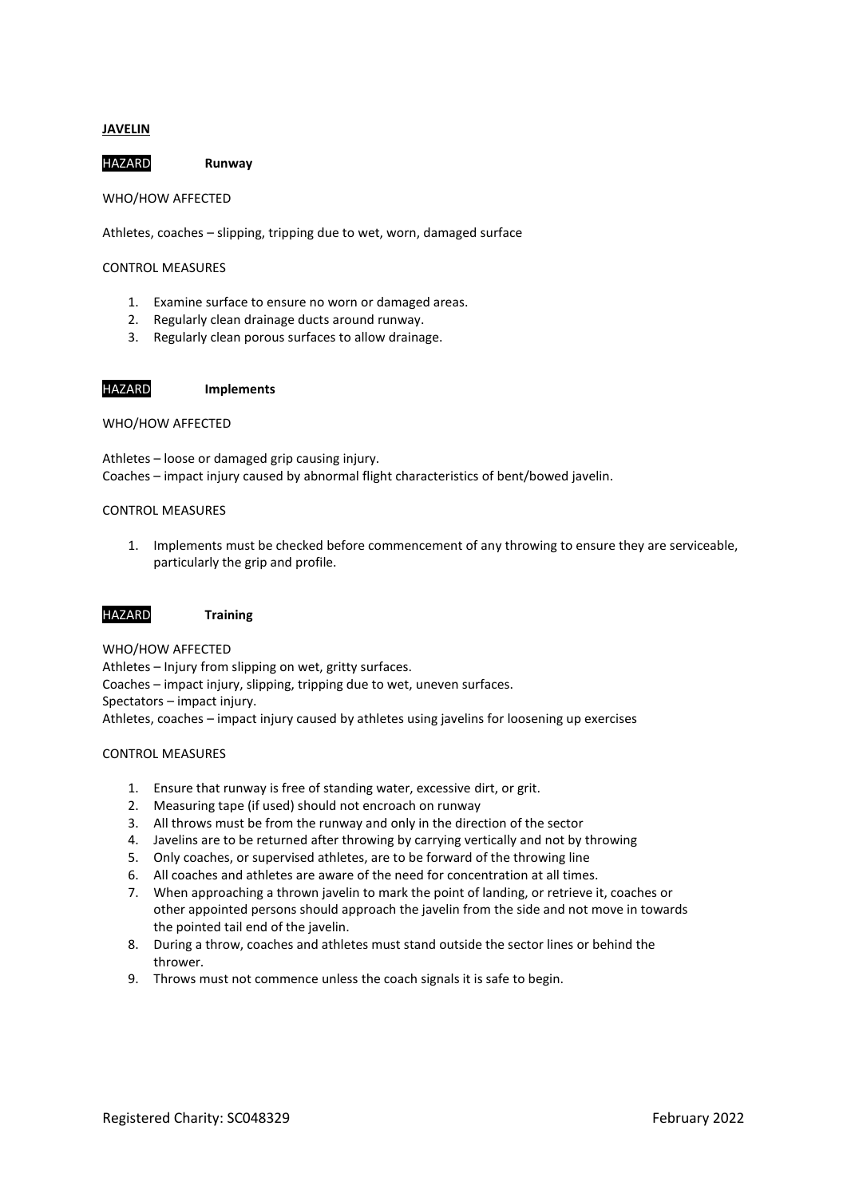**JAVELIN**

HAZARD **Runway**

WHO/HOW AFFECTED

Athletes, coaches – slipping, tripping due to wet, worn, damaged surface

CONTROL MEASURES

1. Examine surface to ensure no worn or damaged areas.
2. Regularly clean drainage ducts around runway.
3. Regularly clean porous surfaces to allow drainage.

HAZARD **Implements**

WHO/HOW AFFECTED

Athletes – loose or damaged grip causing injury.
Coaches – impact injury caused by abnormal flight characteristics of bent/bowed javelin.

CONTROL MEASURES

1. Implements must be checked before commencement of any throwing to ensure they are serviceable, particularly the grip and profile.

HAZARD **Training**

WHO/HOW AFFECTED
Athletes – Injury from slipping on wet, gritty surfaces.
Coaches – impact injury, slipping, tripping due to wet, uneven surfaces.
Spectators – impact injury.
Athletes, coaches – impact injury caused by athletes using javelins for loosening up exercises

CONTROL MEASURES

1. Ensure that runway is free of standing water, excessive dirt, or grit.
2. Measuring tape (if used) should not encroach on runway
3. All throws must be from the runway and only in the direction of the sector
4. Javelins are to be returned after throwing by carrying vertically and not by throwing
5. Only coaches, or supervised athletes, are to be forward of the throwing line
6. All coaches and athletes are aware of the need for concentration at all times.
7. When approaching a thrown javelin to mark the point of landing, or retrieve it, coaches or other appointed persons should approach the javelin from the side and not move in towards the pointed tail end of the javelin.
8. During a throw, coaches and athletes must stand outside the sector lines or behind the thrower.
9. Throws must not commence unless the coach signals it is safe to begin.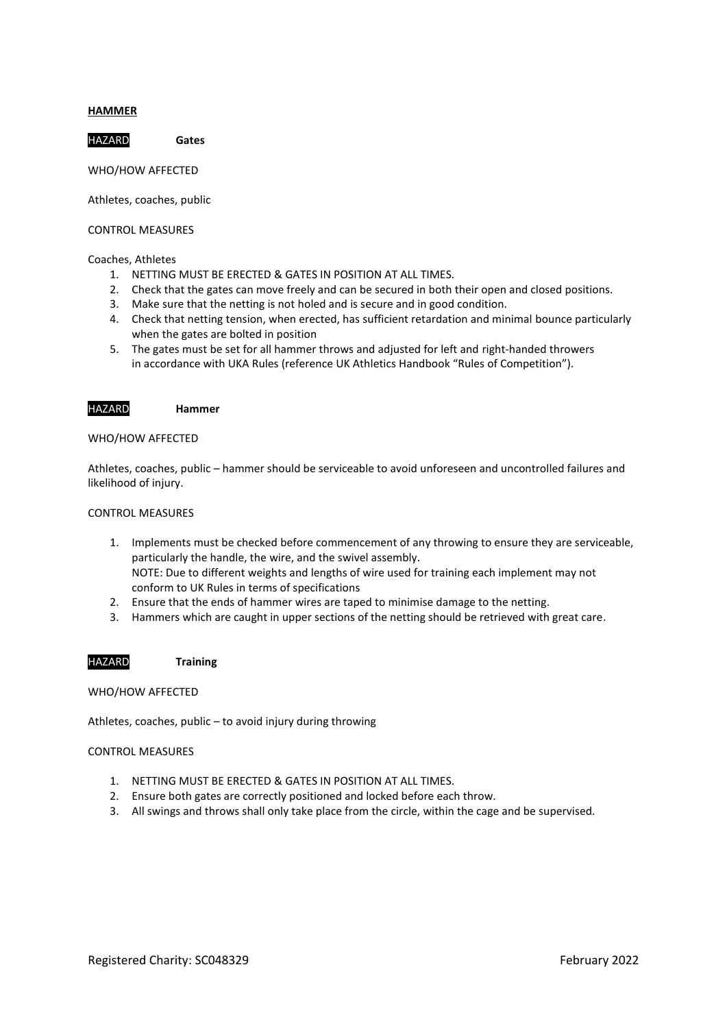## HAMMER

**HAZARD** **Gates**

WHO/HOW AFFECTED

Athletes, coaches, public

CONTROL MEASURES

Coaches, Athletes

1. NETTING MUST BE ERECTED & GATES IN POSITION AT ALL TIMES.
2. Check that the gates can move freely and can be secured in both their open and closed positions.
3. Make sure that the netting is not holed and is secure and in good condition.
4. Check that netting tension, when erected, has sufficient retardation and minimal bounce particularly when the gates are bolted in position
5. The gates must be set for all hammer throws and adjusted for left and right-handed throwers in accordance with UKA Rules (reference UK Athletics Handbook "Rules of Competition").

**HAZARD** **Hammer**

WHO/HOW AFFECTED

Athletes, coaches, public – hammer should be serviceable to avoid unforeseen and uncontrolled failures and likelihood of injury.

CONTROL MEASURES

1. Implements must be checked before commencement of any throwing to ensure they are serviceable, particularly the handle, the wire, and the swivel assembly.
   NOTE: Due to different weights and lengths of wire used for training each implement may not conform to UK Rules in terms of specifications
2. Ensure that the ends of hammer wires are taped to minimise damage to the netting.
3. Hammers which are caught in upper sections of the netting should be retrieved with great care.

**HAZARD** **Training**

WHO/HOW AFFECTED

Athletes, coaches, public – to avoid injury during throwing

CONTROL MEASURES

1. NETTING MUST BE ERECTED & GATES IN POSITION AT ALL TIMES.
2. Ensure both gates are correctly positioned and locked before each throw.
3. All swings and throws shall only take place from the circle, within the cage and be supervised.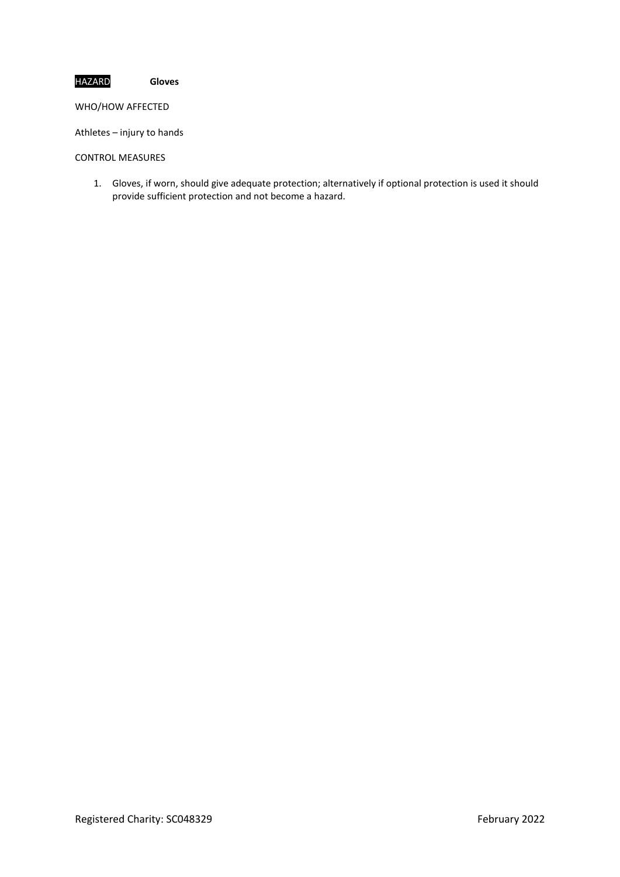HAZARD **Gloves**

WHO/HOW AFFECTED

Athletes – injury to hands

CONTROL MEASURES

1. Gloves, if worn, should give adequate protection; alternatively if optional protection is used it should provide sufficient protection and not become a hazard.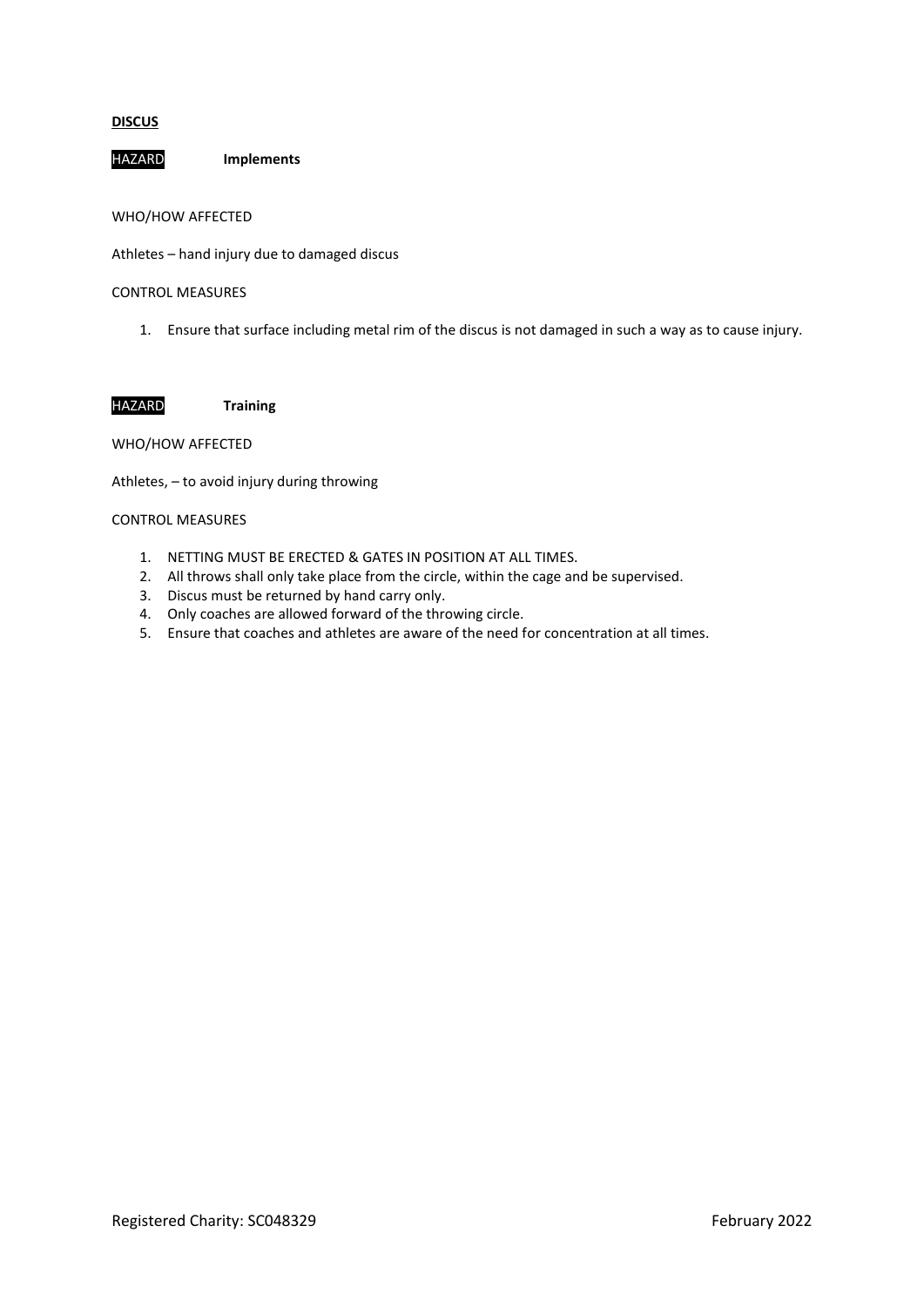**DISCUS**

HAZARD **Implements**

WHO/HOW AFFECTED

Athletes – hand injury due to damaged discus

CONTROL MEASURES

1. Ensure that surface including metal rim of the discus is not damaged in such a way as to cause injury.

HAZARD **Training**

WHO/HOW AFFECTED

Athletes, – to avoid injury during throwing

CONTROL MEASURES

1. NETTING MUST BE ERECTED & GATES IN POSITION AT ALL TIMES.
2. All throws shall only take place from the circle, within the cage and be supervised.
3. Discus must be returned by hand carry only.
4. Only coaches are allowed forward of the throwing circle.
5. Ensure that coaches and athletes are aware of the need for concentration at all times.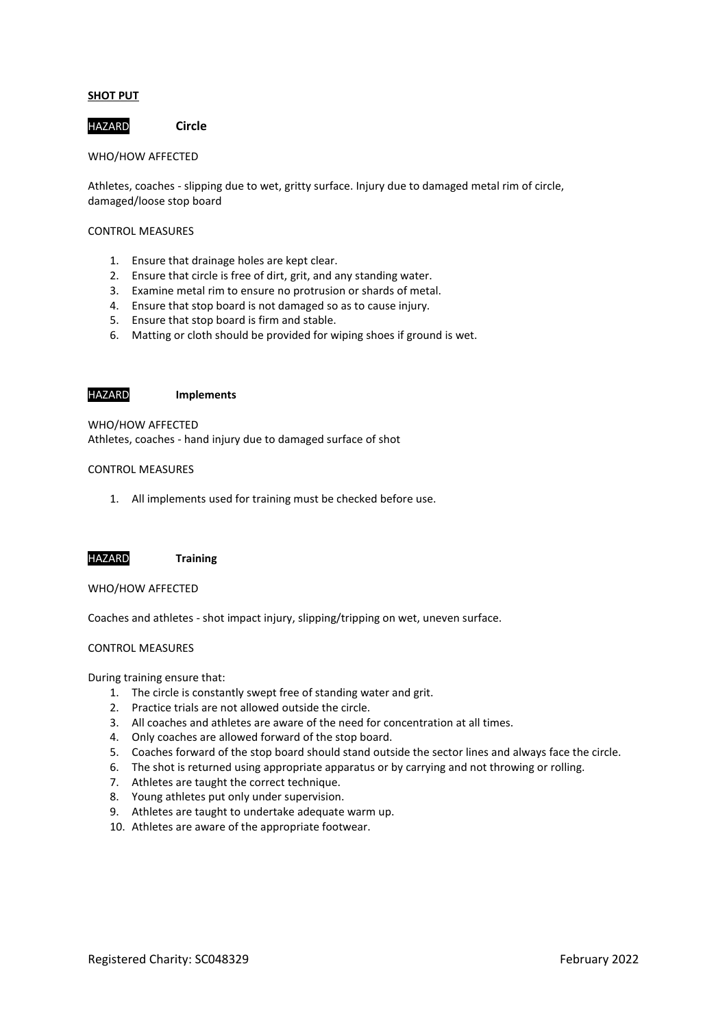## SHOT PUT

### HAZARD **Circle**

WHO/HOW AFFECTED

Athletes, coaches - slipping due to wet, gritty surface. Injury due to damaged metal rim of circle, damaged/loose stop board

CONTROL MEASURES

1. Ensure that drainage holes are kept clear.
2. Ensure that circle is free of dirt, grit, and any standing water.
3. Examine metal rim to ensure no protrusion or shards of metal.
4. Ensure that stop board is not damaged so as to cause injury.
5. Ensure that stop board is firm and stable.
6. Matting or cloth should be provided for wiping shoes if ground is wet.

### HAZARD **Implements**

WHO/HOW AFFECTED
Athletes, coaches - hand injury due to damaged surface of shot

CONTROL MEASURES

1. All implements used for training must be checked before use.

### HAZARD **Training**

WHO/HOW AFFECTED

Coaches and athletes - shot impact injury, slipping/tripping on wet, uneven surface.

CONTROL MEASURES

During training ensure that:

1. The circle is constantly swept free of standing water and grit.
2. Practice trials are not allowed outside the circle.
3. All coaches and athletes are aware of the need for concentration at all times.
4. Only coaches are allowed forward of the stop board.
5. Coaches forward of the stop board should stand outside the sector lines and always face the circle.
6. The shot is returned using appropriate apparatus or by carrying and not throwing or rolling.
7. Athletes are taught the correct technique.
8. Young athletes put only under supervision.
9. Athletes are taught to undertake adequate warm up.
10. Athletes are aware of the appropriate footwear.